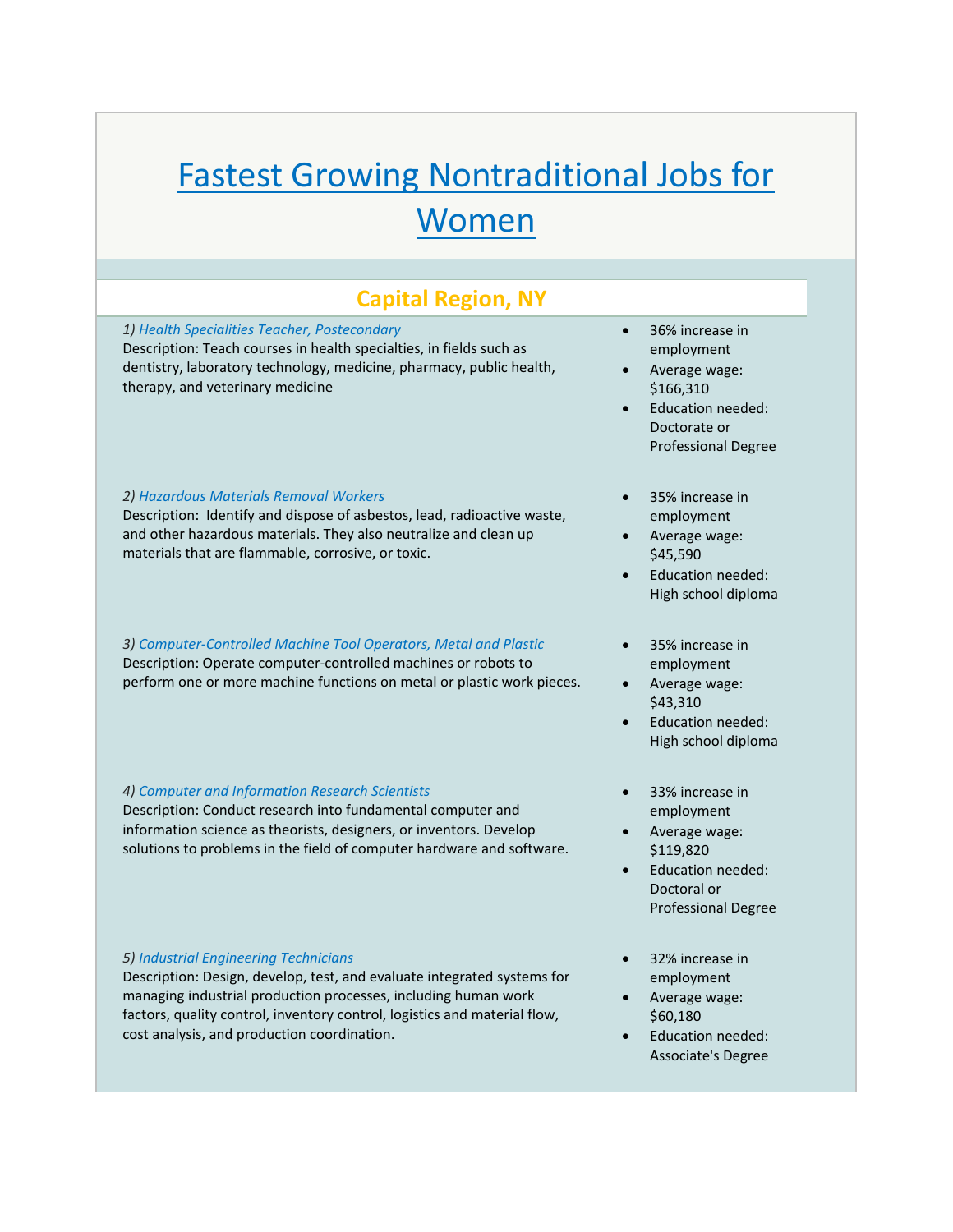# Fastest Growing Nontraditional Jobs for Women

## Capital Region, NY

1) *Health Specialities Teacher, Postecondary*
Description: Teach courses in health specialties, in fields such as dentistry, laboratory technology, medicine, pharmacy, public health, therapy, and veterinary medicine

- 36% increase in employment
- Average wage: $166,310
- Education needed: Doctorate or Professional Degree

2) *Hazardous Materials Removal Workers*
Description: Identify and dispose of asbestos, lead, radioactive waste, and other hazardous materials. They also neutralize and clean up materials that are flammable, corrosive, or toxic.

- 35% increase in employment
- Average wage: $45,590
- Education needed: High school diploma

3) *Computer-Controlled Machine Tool Operators, Metal and Plastic*
Description: Operate computer-controlled machines or robots to perform one or more machine functions on metal or plastic work pieces.

- 35% increase in employment
- Average wage: $43,310
- Education needed: High school diploma

4) *Computer and Information Research Scientists*
Description: Conduct research into fundamental computer and information science as theorists, designers, or inventors. Develop solutions to problems in the field of computer hardware and software.

- 33% increase in employment
- Average wage: $119,820
- Education needed: Doctoral or Professional Degree

5) *Industrial Engineering Technicians*
Description: Design, develop, test, and evaluate integrated systems for managing industrial production processes, including human work factors, quality control, inventory control, logistics and material flow, cost analysis, and production coordination.

- 32% increase in employment
- Average wage: $60,180
- Education needed: Associate's Degree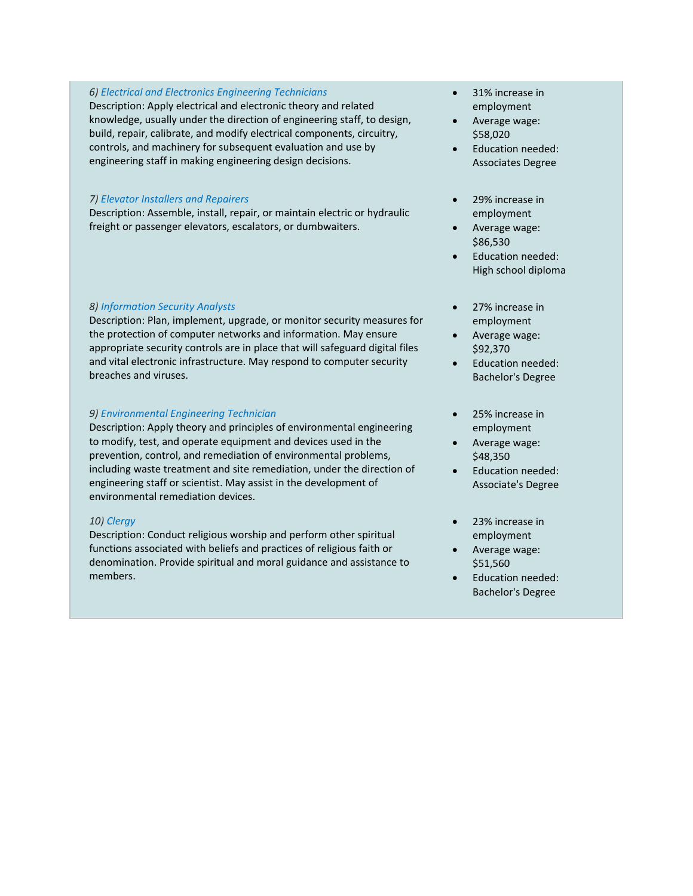6) *Electrical and Electronics Engineering Technicians*
Description: Apply electrical and electronic theory and related knowledge, usually under the direction of engineering staff, to design, build, repair, calibrate, and modify electrical components, circuitry, controls, and machinery for subsequent evaluation and use by engineering staff in making engineering design decisions.

- 31% increase in employment
- Average wage: $58,020
- Education needed: Associates Degree

7) *Elevator Installers and Repairers*
Description: Assemble, install, repair, or maintain electric or hydraulic freight or passenger elevators, escalators, or dumbwaiters.

- 29% increase in employment
- Average wage: $86,530
- Education needed: High school diploma

8) *Information Security Analysts*
Description: Plan, implement, upgrade, or monitor security measures for the protection of computer networks and information. May ensure appropriate security controls are in place that will safeguard digital files and vital electronic infrastructure. May respond to computer security breaches and viruses.

- 27% increase in employment
- Average wage: $92,370
- Education needed: Bachelor's Degree

9) *Environmental Engineering Technician*
Description: Apply theory and principles of environmental engineering to modify, test, and operate equipment and devices used in the prevention, control, and remediation of environmental problems, including waste treatment and site remediation, under the direction of engineering staff or scientist. May assist in the development of environmental remediation devices.

- 25% increase in employment
- Average wage: $48,350
- Education needed: Associate's Degree

10) *Clergy*
Description: Conduct religious worship and perform other spiritual functions associated with beliefs and practices of religious faith or denomination. Provide spiritual and moral guidance and assistance to members.

- 23% increase in employment
- Average wage: $51,560
- Education needed: Bachelor's Degree